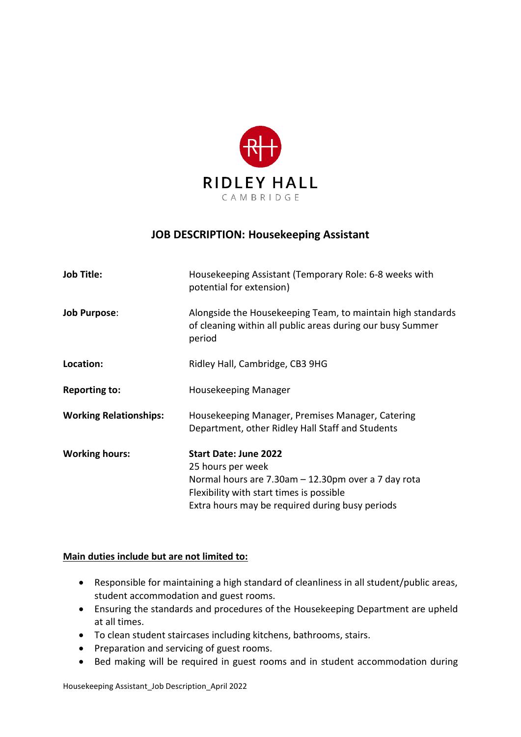RIDLEY HALL

CAMBRIDGE

# JOB DESCRIPTION: Housekeeping Assistant

| | |
|---|---|
| **Job Title:** | Housekeeping Assistant (Temporary Role: 6-8 weeks with potential for extension) |
| **Job Purpose**: | Alongside the Housekeeping Team, to maintain high standards of cleaning within all public areas during our busy Summer period |
| **Location:** | Ridley Hall, Cambridge, CB3 9HG |
| **Reporting to:** | Housekeeping Manager |
| **Working Relationships:** | Housekeeping Manager, Premises Manager, Catering Department, other Ridley Hall Staff and Students |
| **Working hours:** | **Start Date: June 2022**<br>25 hours per week<br>Normal hours are 7.30am – 12.30pm over a 7 day rota<br>Flexibility with start times is possible<br>Extra hours may be required during busy periods |

**Main duties include but are not limited to:**

- Responsible for maintaining a high standard of cleanliness in all student/public areas, student accommodation and guest rooms.
- Ensuring the standards and procedures of the Housekeeping Department are upheld at all times.
- To clean student staircases including kitchens, bathrooms, stairs.
- Preparation and servicing of guest rooms.
- Bed making will be required in guest rooms and in student accommodation during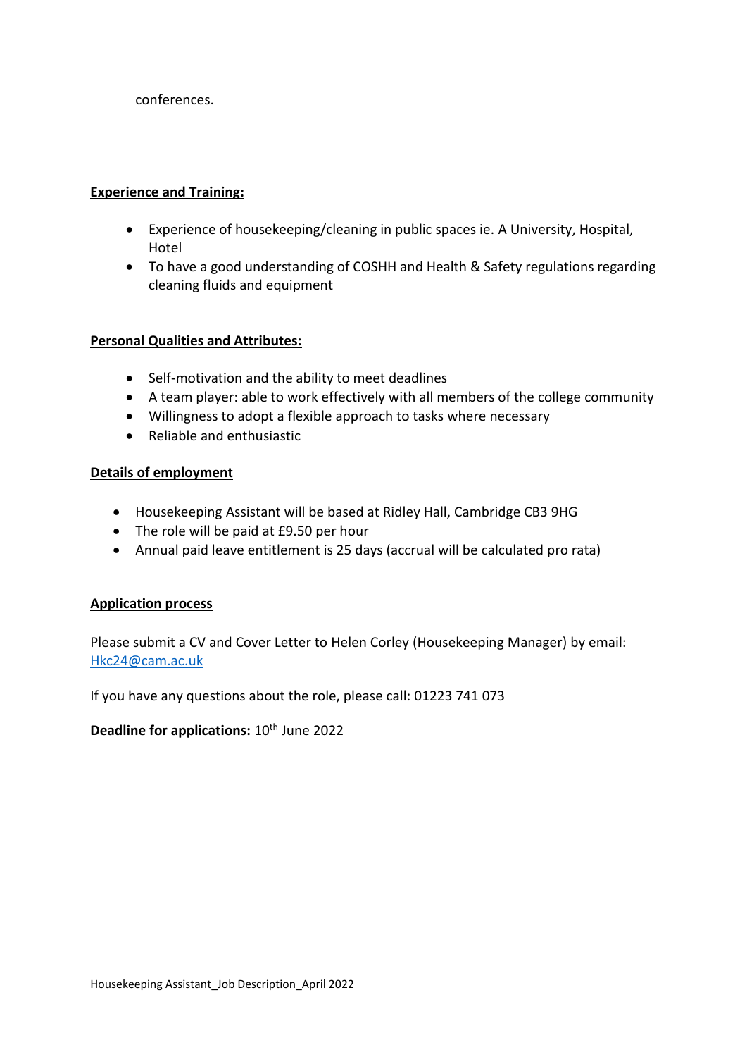conferences.

**Experience and Training:**

- Experience of housekeeping/cleaning in public spaces ie. A University, Hospital, Hotel
- To have a good understanding of COSHH and Health & Safety regulations regarding cleaning fluids and equipment

**Personal Qualities and Attributes:**

- Self-motivation and the ability to meet deadlines
- A team player: able to work effectively with all members of the college community
- Willingness to adopt a flexible approach to tasks where necessary
- Reliable and enthusiastic

**Details of employment**

- Housekeeping Assistant will be based at Ridley Hall, Cambridge CB3 9HG
- The role will be paid at £9.50 per hour
- Annual paid leave entitlement is 25 days (accrual will be calculated pro rata)

**Application process**

Please submit a CV and Cover Letter to Helen Corley (Housekeeping Manager) by email: Hkc24@cam.ac.uk

If you have any questions about the role, please call: 01223 741 073

**Deadline for applications:** 10th June 2022